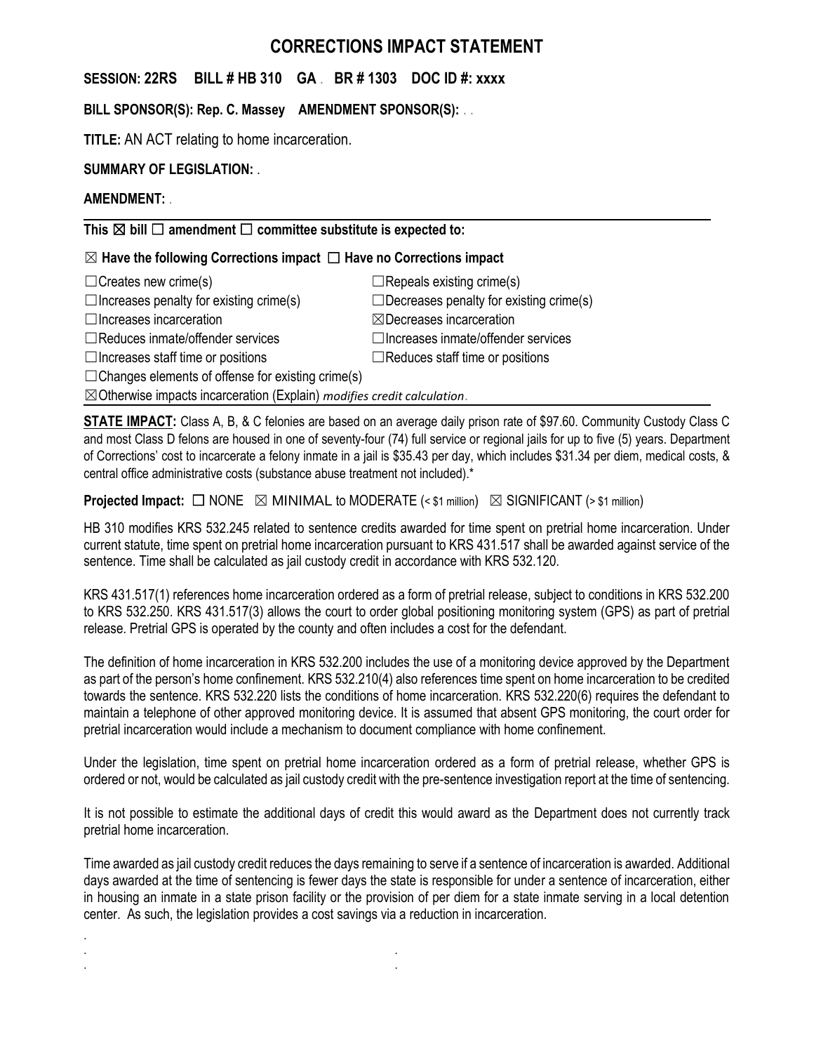# CORRECTIONS IMPACT STATEMENT

**SESSION: 22RS BILL # HB 310 GA . BR # 1303 DOC ID #: xxxx**

**BILL SPONSOR(S): Rep. C. Massey AMENDMENT SPONSOR(S):** . .

**TITLE:** AN ACT relating to home incarceration.

**SUMMARY OF LEGISLATION:** .

**AMENDMENT:** .

---

**This ☒ bill ☐ amendment ☐ committee substitute is expected to:**

**☒ Have the following Corrections impact ☐ Have no Corrections impact**

| | |
|---|---|
| ☐Creates new crime(s) | ☐Repeals existing crime(s) |
| ☐Increases penalty for existing crime(s) | ☐Decreases penalty for existing crime(s) |
| ☐Increases incarceration | ☒Decreases incarceration |
| ☐Reduces inmate/offender services | ☐Increases inmate/offender services |
| ☐Increases staff time or positions | ☐Reduces staff time or positions |

☐Changes elements of offense for existing crime(s)

☒Otherwise impacts incarceration (Explain) *modifies credit calculation*.

---

**STATE IMPACT:** Class A, B, & C felonies are based on an average daily prison rate of $97.60. Community Custody Class C and most Class D felons are housed in one of seventy-four (74) full service or regional jails for up to five (5) years. Department of Corrections' cost to incarcerate a felony inmate in a jail is $35.43 per day, which includes $31.34 per diem, medical costs, & central office administrative costs (substance abuse treatment not included).*

**Projected Impact:** ☐ NONE ☒ MINIMAL to MODERATE (< $1 million) ☒ SIGNIFICANT (> $1 million)

HB 310 modifies KRS 532.245 related to sentence credits awarded for time spent on pretrial home incarceration. Under current statute, time spent on pretrial home incarceration pursuant to KRS 431.517 shall be awarded against service of the sentence. Time shall be calculated as jail custody credit in accordance with KRS 532.120.

KRS 431.517(1) references home incarceration ordered as a form of pretrial release, subject to conditions in KRS 532.200 to KRS 532.250. KRS 431.517(3) allows the court to order global positioning monitoring system (GPS) as part of pretrial release. Pretrial GPS is operated by the county and often includes a cost for the defendant.

The definition of home incarceration in KRS 532.200 includes the use of a monitoring device approved by the Department as part of the person's home confinement. KRS 532.210(4) also references time spent on home incarceration to be credited towards the sentence. KRS 532.220 lists the conditions of home incarceration. KRS 532.220(6) requires the defendant to maintain a telephone of other approved monitoring device. It is assumed that absent GPS monitoring, the court order for pretrial incarceration would include a mechanism to document compliance with home confinement.

Under the legislation, time spent on pretrial home incarceration ordered as a form of pretrial release, whether GPS is ordered or not, would be calculated as jail custody credit with the pre-sentence investigation report at the time of sentencing.

It is not possible to estimate the additional days of credit this would award as the Department does not currently track pretrial home incarceration.

Time awarded as jail custody credit reduces the days remaining to serve if a sentence of incarceration is awarded. Additional days awarded at the time of sentencing is fewer days the state is responsible for under a sentence of incarceration, either in housing an inmate in a state prison facility or the provision of per diem for a state inmate serving in a local detention center. As such, the legislation provides a cost savings via a reduction in incarceration.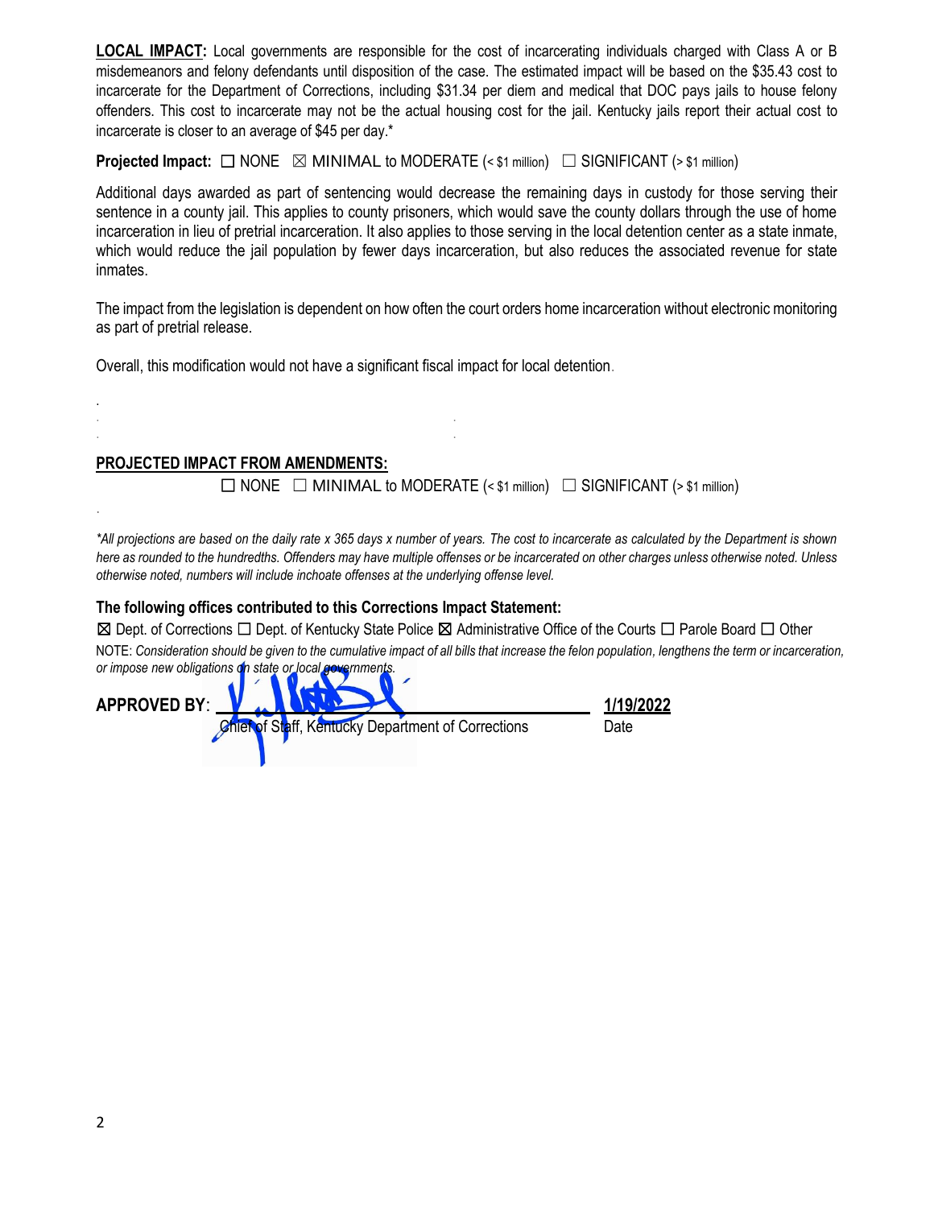**LOCAL IMPACT:** Local governments are responsible for the cost of incarcerating individuals charged with Class A or B misdemeanors and felony defendants until disposition of the case. The estimated impact will be based on the $35.43 cost to incarcerate for the Department of Corrections, including $31.34 per diem and medical that DOC pays jails to house felony offenders. This cost to incarcerate may not be the actual housing cost for the jail. Kentucky jails report their actual cost to incarcerate is closer to an average of $45 per day.*

**Projected Impact:** ☐ NONE ☒ MINIMAL to MODERATE (< $1 million) ☐ SIGNIFICANT (> $1 million)

Additional days awarded as part of sentencing would decrease the remaining days in custody for those serving their sentence in a county jail. This applies to county prisoners, which would save the county dollars through the use of home incarceration in lieu of pretrial incarceration. It also applies to those serving in the local detention center as a state inmate, which would reduce the jail population by fewer days incarceration, but also reduces the associated revenue for state inmates.

The impact from the legislation is dependent on how often the court orders home incarceration without electronic monitoring as part of pretrial release.

Overall, this modification would not have a significant fiscal impact for local detention.

**PROJECTED IMPACT FROM AMENDMENTS:**

☐ NONE ☐ MINIMAL to MODERATE (< $1 million) ☐ SIGNIFICANT (> $1 million)

*\*All projections are based on the daily rate x 365 days x number of years. The cost to incarcerate as calculated by the Department is shown here as rounded to the hundredths. Offenders may have multiple offenses or be incarcerated on other charges unless otherwise noted. Unless otherwise noted, numbers will include inchoate offenses at the underlying offense level.*

**The following offices contributed to this Corrections Impact Statement:**

☒ Dept. of Corrections ☐ Dept. of Kentucky State Police ☒ Administrative Office of the Courts ☐ Parole Board ☐ Other

NOTE: *Consideration should be given to the cumulative impact of all bills that increase the felon population, lengthens the term or incarceration, or impose new obligations on state or local governments.*

**APPROVED BY:** ______________________________ **1/19/2022**

Chief of Staff, Kentucky Department of Corrections Date